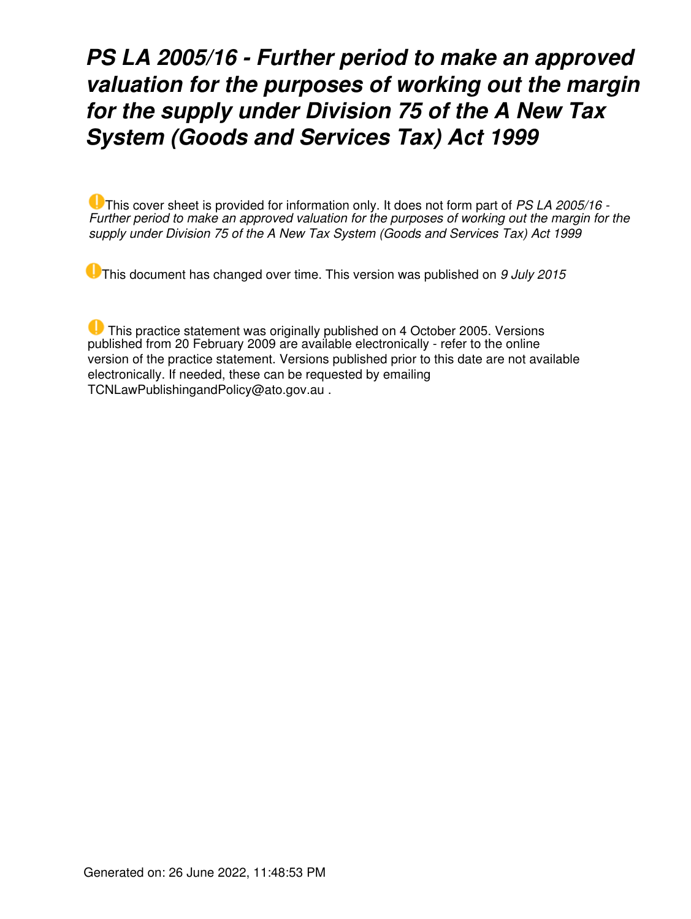# *PS LA 2005/16 - Further period to make an approved valuation for the purposes of working out the margin for the supply under Division 75 of the A New Tax System (Goods and Services Tax) Act 1999*

This cover sheet is provided for information only. It does not form part of *PS LA 2005/16 - Further period to make an approved valuation for the purposes of working out the margin for the supply under Division 75 of the A New Tax System (Goods and Services Tax) Act 1999*

This document has changed over time. This version was published on *9 July 2015*

This practice statement was originally published on 4 October 2005. Versions published from 20 February 2009 are available electronically - refer to the online version of the practice statement. Versions published prior to this date are not available electronically. If needed, these can be requested by emailing TCNLawPublishingandPolicy@ato.gov.au .

Generated on: 26 June 2022, 11:48:53 PM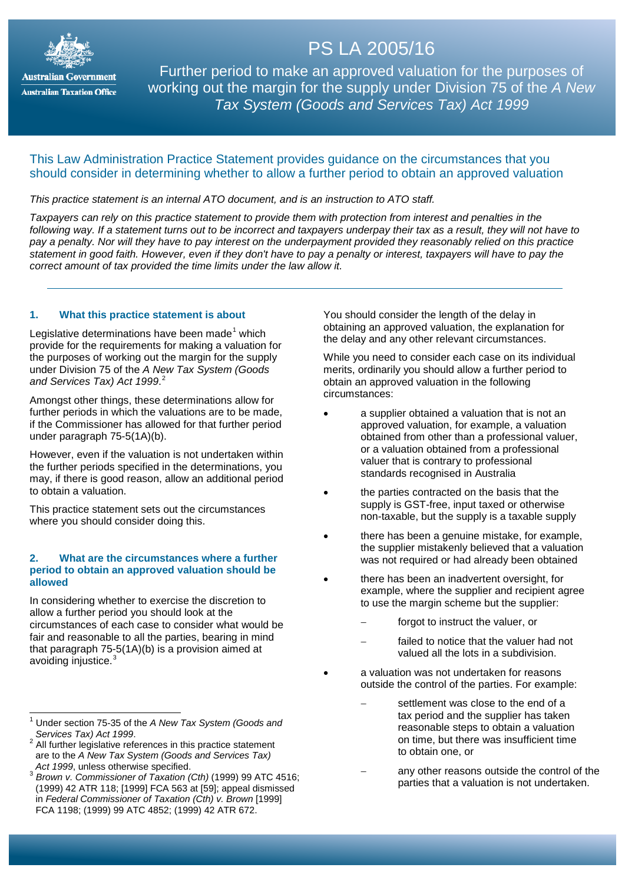# PS LA 2005/16

Further period to make an approved valuation for the purposes of working out the margin for the supply under Division 75 of the *A New Tax System (Goods and Services Tax) Act 1999*

This Law Administration Practice Statement provides guidance on the circumstances that you should consider in determining whether to allow a further period to obtain an approved valuation

*This practice statement is an internal ATO document, and is an instruction to ATO staff.*

*Taxpayers can rely on this practice statement to provide them with protection from interest and penalties in the following way. If a statement turns out to be incorrect and taxpayers underpay their tax as a result, they will not have to pay a penalty. Nor will they have to pay interest on the underpayment provided they reasonably relied on this practice statement in good faith. However, even if they don't have to pay a penalty or interest, taxpayers will have to pay the correct amount of tax provided the time limits under the law allow it.*

---

## 1. What this practice statement is about

Legislative determinations have been made[1] which provide for the requirements for making a valuation for the purposes of working out the margin for the supply under Division 75 of the *A New Tax System (Goods and Services Tax) Act 1999*.[2]

Amongst other things, these determinations allow for further periods in which the valuations are to be made, if the Commissioner has allowed for that further period under paragraph 75-5(1A)(b).

However, even if the valuation is not undertaken within the further periods specified in the determinations, you may, if there is good reason, allow an additional period to obtain a valuation.

This practice statement sets out the circumstances where you should consider doing this.

## 2. What are the circumstances where a further period to obtain an approved valuation should be allowed

In considering whether to exercise the discretion to allow a further period you should look at the circumstances of each case to consider what would be fair and reasonable to all the parties, bearing in mind that paragraph 75-5(1A)(b) is a provision aimed at avoiding injustice.[3]

You should consider the length of the delay in obtaining an approved valuation, the explanation for the delay and any other relevant circumstances.

While you need to consider each case on its individual merits, ordinarily you should allow a further period to obtain an approved valuation in the following circumstances:

- a supplier obtained a valuation that is not an approved valuation, for example, a valuation obtained from other than a professional valuer, or a valuation obtained from a professional valuer that is contrary to professional standards recognised in Australia
- the parties contracted on the basis that the supply is GST-free, input taxed or otherwise non-taxable, but the supply is a taxable supply
- there has been a genuine mistake, for example, the supplier mistakenly believed that a valuation was not required or had already been obtained
- there has been an inadvertent oversight, for example, where the supplier and recipient agree to use the margin scheme but the supplier:
  - forgot to instruct the valuer, or
  - failed to notice that the valuer had not valued all the lots in a subdivision.
- a valuation was not undertaken for reasons outside the control of the parties. For example:
  - settlement was close to the end of a tax period and the supplier has taken reasonable steps to obtain a valuation on time, but there was insufficient time to obtain one, or
  - any other reasons outside the control of the parties that a valuation is not undertaken.

---

[1] Under section 75-35 of the *A New Tax System (Goods and Services Tax) Act 1999*.

[2] All further legislative references in this practice statement are to the *A New Tax System (Goods and Services Tax) Act 1999*, unless otherwise specified.

[3] *Brown v. Commissioner of Taxation (Cth)* (1999) 99 ATC 4516; (1999) 42 ATR 118; [1999] FCA 563 at [59]; appeal dismissed in *Federal Commissioner of Taxation (Cth) v. Brown* [1999] FCA 1198; (1999) 99 ATC 4852; (1999) 42 ATR 672.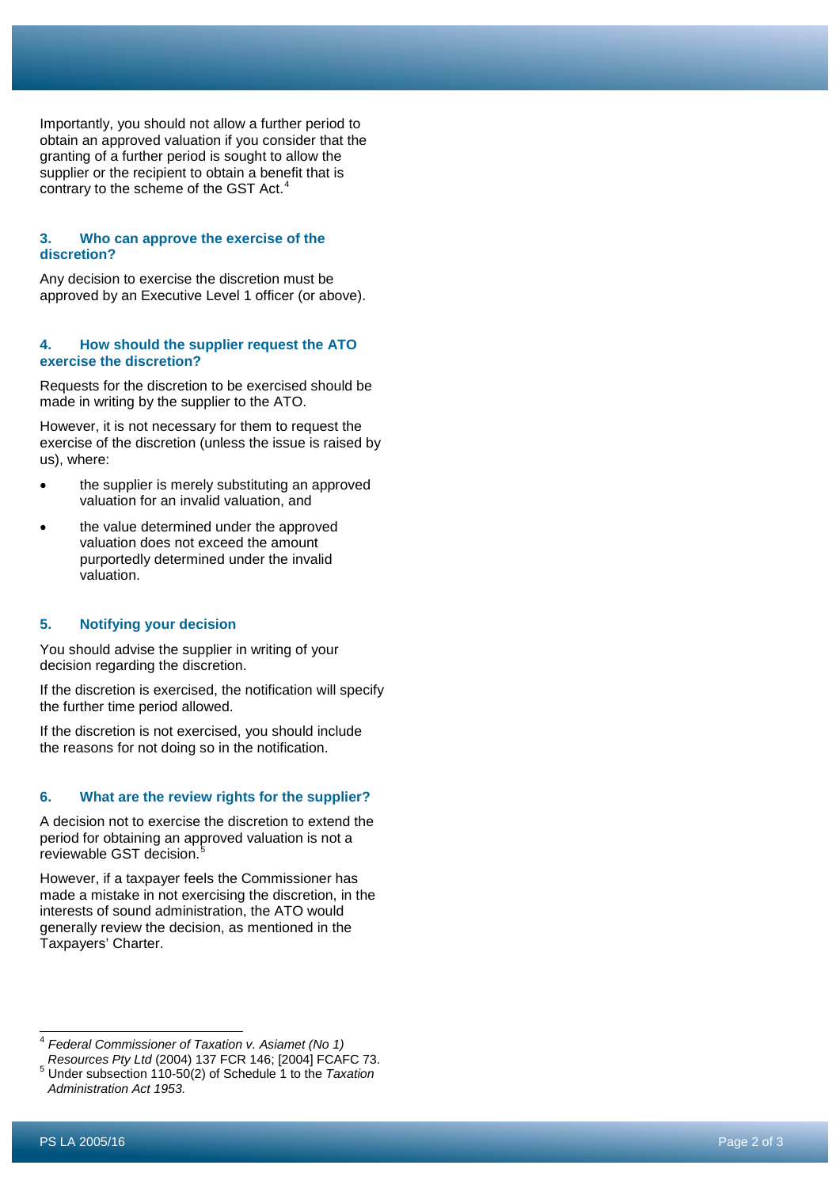Importantly, you should not allow a further period to obtain an approved valuation if you consider that the granting of a further period is sought to allow the supplier or the recipient to obtain a benefit that is contrary to the scheme of the GST Act.[4]

### 3. Who can approve the exercise of the discretion?

Any decision to exercise the discretion must be approved by an Executive Level 1 officer (or above).

### 4. How should the supplier request the ATO exercise the discretion?

Requests for the discretion to be exercised should be made in writing by the supplier to the ATO.

However, it is not necessary for them to request the exercise of the discretion (unless the issue is raised by us), where:

- the supplier is merely substituting an approved valuation for an invalid valuation, and
- the value determined under the approved valuation does not exceed the amount purportedly determined under the invalid valuation.

### 5. Notifying your decision

You should advise the supplier in writing of your decision regarding the discretion.

If the discretion is exercised, the notification will specify the further time period allowed.

If the discretion is not exercised, you should include the reasons for not doing so in the notification.

### 6. What are the review rights for the supplier?

A decision not to exercise the discretion to extend the period for obtaining an approved valuation is not a reviewable GST decision.[5]

However, if a taxpayer feels the Commissioner has made a mistake in not exercising the discretion, in the interests of sound administration, the ATO would generally review the decision, as mentioned in the Taxpayers' Charter.

---

[4] *Federal Commissioner of Taxation v. Asiamet (No 1) Resources Pty Ltd* (2004) 137 FCR 146; [2004] FCAFC 73.

[5] Under subsection 110-50(2) of Schedule 1 to the *Taxation Administration Act 1953.*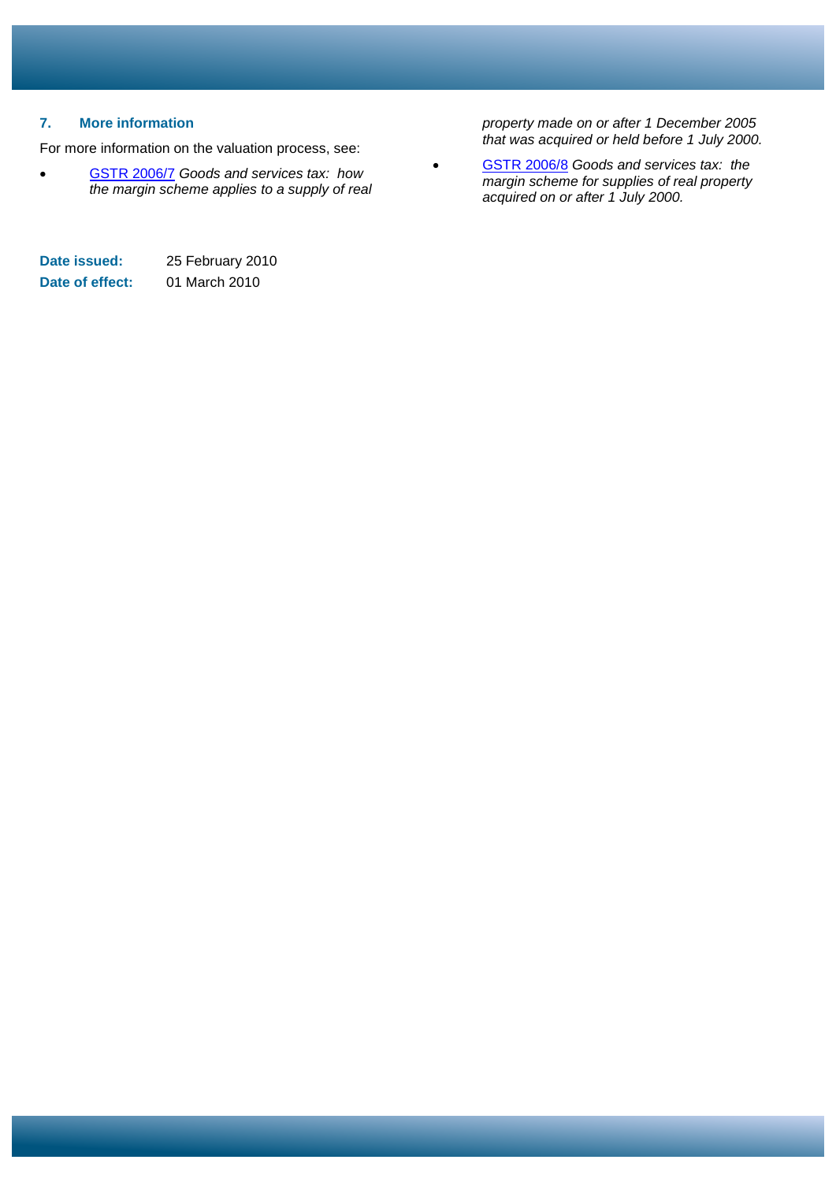## 7. More information

For more information on the valuation process, see:

- GSTR 2006/7 *Goods and services tax: how the margin scheme applies to a supply of real property made on or after 1 December 2005 that was acquired or held before 1 July 2000.*
- GSTR 2006/8 *Goods and services tax: the margin scheme for supplies of real property acquired on or after 1 July 2000.*

**Date issued:** 25 February 2010
**Date of effect:** 01 March 2010